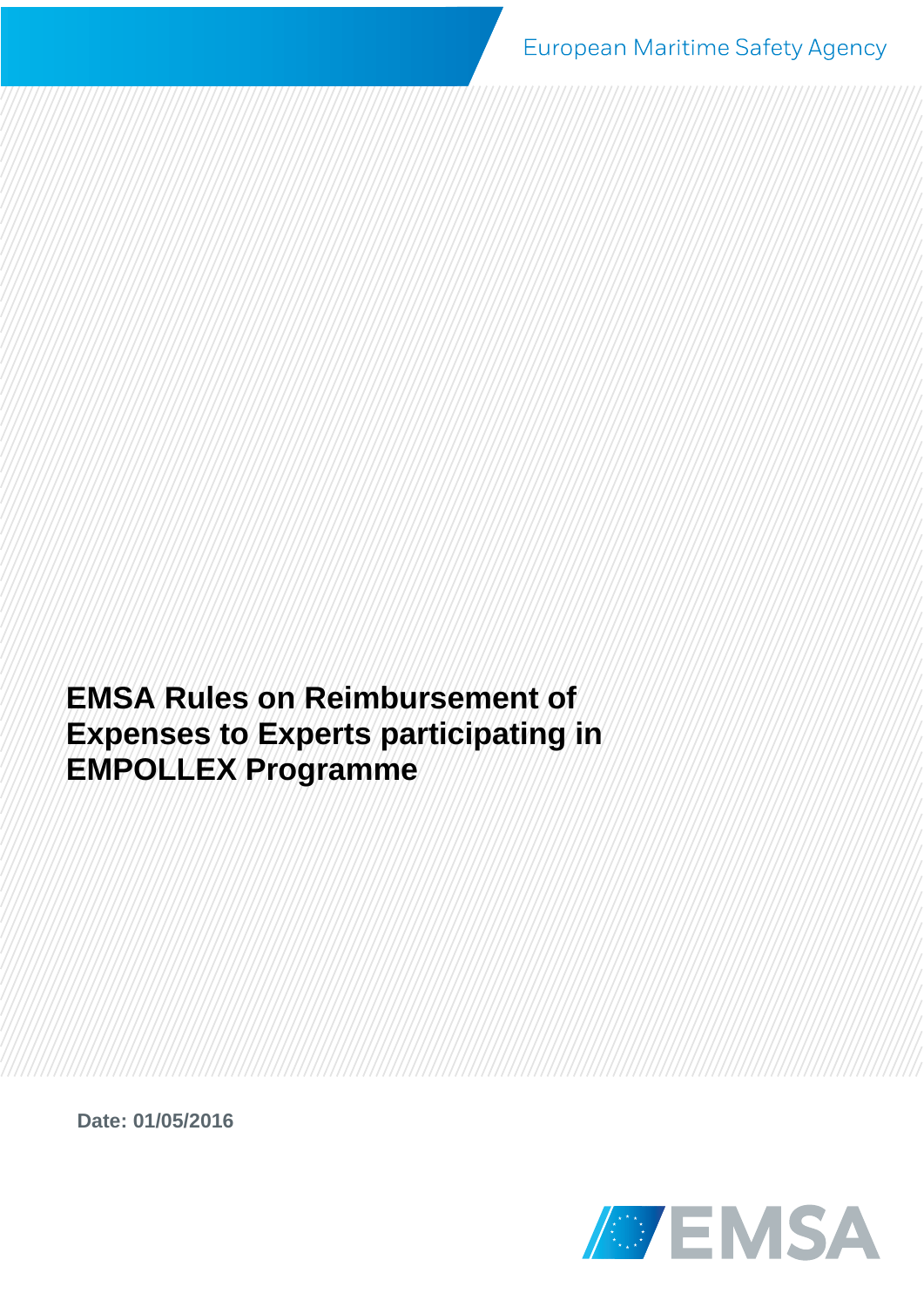European Maritime Safety Agency

# EMSA Rules on Reimbursement of Expenses to Experts participating in EMPOLLEX Programme

**Date: 01/05/2016**

EMSA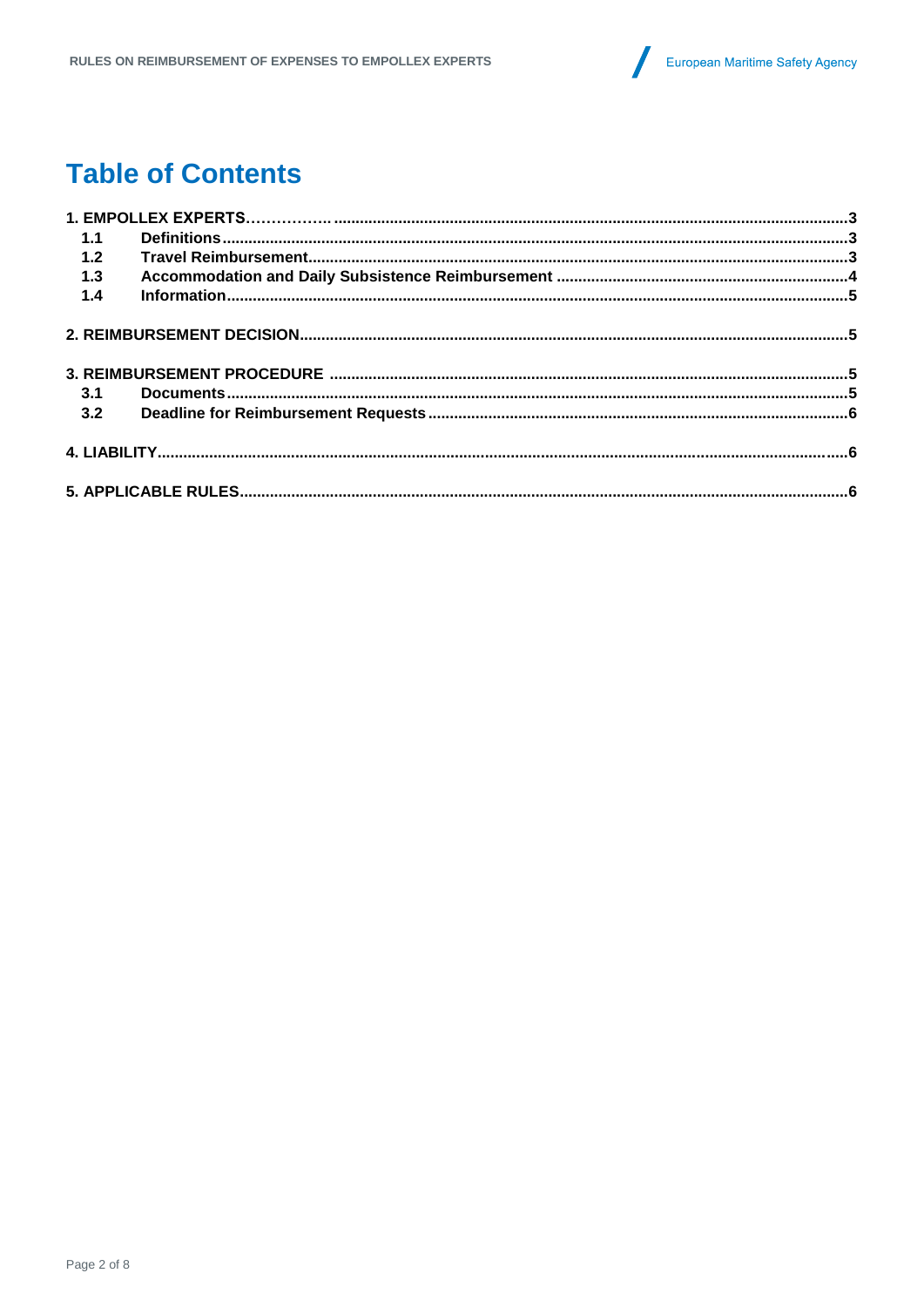# Table of Contents

**1. EMPOLLEX EXPERTS** ........ 3

- **1.1 Definitions** ........ 3
- **1.2 Travel Reimbursement** ........ 3
- **1.3 Accommodation and Daily Subsistence Reimbursement** ........ 4
- **1.4 Information** ........ 5

**2. REIMBURSEMENT DECISION** ........ 5

**3. REIMBURSEMENT PROCEDURE** ........ 5

- **3.1 Documents** ........ 5
- **3.2 Deadline for Reimbursement Requests** ........ 6

**4. LIABILITY** ........ 6

**5. APPLICABLE RULES** ........ 6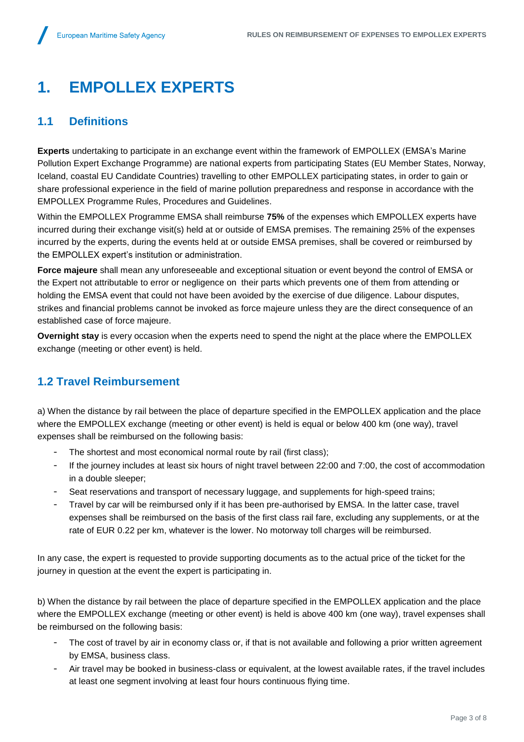# 1. EMPOLLEX EXPERTS

## 1.1 Definitions

**Experts** undertaking to participate in an exchange event within the framework of EMPOLLEX (EMSA's Marine Pollution Expert Exchange Programme) are national experts from participating States (EU Member States, Norway, Iceland, coastal EU Candidate Countries) travelling to other EMPOLLEX participating states, in order to gain or share professional experience in the field of marine pollution preparedness and response in accordance with the EMPOLLEX Programme Rules, Procedures and Guidelines.

Within the EMPOLLEX Programme EMSA shall reimburse **75%** of the expenses which EMPOLLEX experts have incurred during their exchange visit(s) held at or outside of EMSA premises. The remaining 25% of the expenses incurred by the experts, during the events held at or outside EMSA premises, shall be covered or reimbursed by the EMPOLLEX expert's institution or administration.

**Force majeure** shall mean any unforeseeable and exceptional situation or event beyond the control of EMSA or the Expert not attributable to error or negligence on their parts which prevents one of them from attending or holding the EMSA event that could not have been avoided by the exercise of due diligence. Labour disputes, strikes and financial problems cannot be invoked as force majeure unless they are the direct consequence of an established case of force majeure.

**Overnight stay** is every occasion when the experts need to spend the night at the place where the EMPOLLEX exchange (meeting or other event) is held.

## 1.2 Travel Reimbursement

a) When the distance by rail between the place of departure specified in the EMPOLLEX application and the place where the EMPOLLEX exchange (meeting or other event) is held is equal or below 400 km (one way), travel expenses shall be reimbursed on the following basis:

- The shortest and most economical normal route by rail (first class);
- If the journey includes at least six hours of night travel between 22:00 and 7:00, the cost of accommodation in a double sleeper;
- Seat reservations and transport of necessary luggage, and supplements for high-speed trains;
- Travel by car will be reimbursed only if it has been pre-authorised by EMSA. In the latter case, travel expenses shall be reimbursed on the basis of the first class rail fare, excluding any supplements, or at the rate of EUR 0.22 per km, whatever is the lower. No motorway toll charges will be reimbursed.

In any case, the expert is requested to provide supporting documents as to the actual price of the ticket for the journey in question at the event the expert is participating in.

b) When the distance by rail between the place of departure specified in the EMPOLLEX application and the place where the EMPOLLEX exchange (meeting or other event) is held is above 400 km (one way), travel expenses shall be reimbursed on the following basis:

- The cost of travel by air in economy class or, if that is not available and following a prior written agreement by EMSA, business class.
- Air travel may be booked in business-class or equivalent, at the lowest available rates, if the travel includes at least one segment involving at least four hours continuous flying time.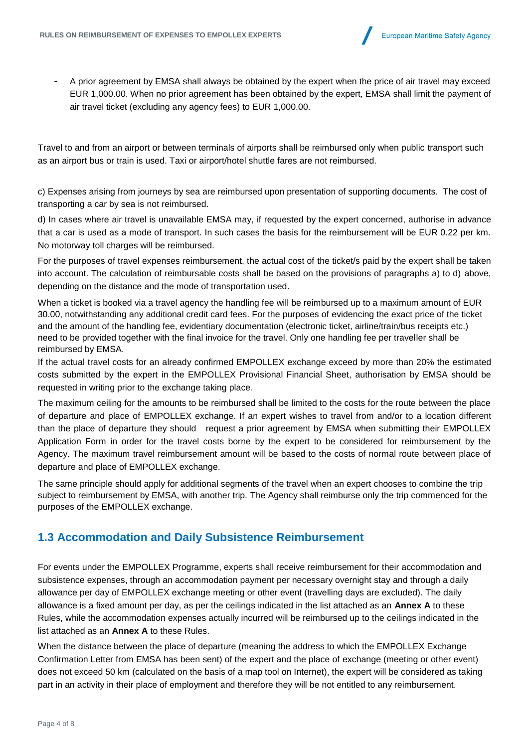- A prior agreement by EMSA shall always be obtained by the expert when the price of air travel may exceed EUR 1,000.00. When no prior agreement has been obtained by the expert, EMSA shall limit the payment of air travel ticket (excluding any agency fees) to EUR 1,000.00.

Travel to and from an airport or between terminals of airports shall be reimbursed only when public transport such as an airport bus or train is used. Taxi or airport/hotel shuttle fares are not reimbursed.

c) Expenses arising from journeys by sea are reimbursed upon presentation of supporting documents. The cost of transporting a car by sea is not reimbursed.

d) In cases where air travel is unavailable EMSA may, if requested by the expert concerned, authorise in advance that a car is used as a mode of transport. In such cases the basis for the reimbursement will be EUR 0.22 per km. No motorway toll charges will be reimbursed.

For the purposes of travel expenses reimbursement, the actual cost of the ticket/s paid by the expert shall be taken into account. The calculation of reimbursable costs shall be based on the provisions of paragraphs a) to d) above, depending on the distance and the mode of transportation used.

When a ticket is booked via a travel agency the handling fee will be reimbursed up to a maximum amount of EUR 30.00, notwithstanding any additional credit card fees. For the purposes of evidencing the exact price of the ticket and the amount of the handling fee, evidentiary documentation (electronic ticket, airline/train/bus receipts etc.) need to be provided together with the final invoice for the travel. Only one handling fee per traveller shall be reimbursed by EMSA.

If the actual travel costs for an already confirmed EMPOLLEX exchange exceed by more than 20% the estimated costs submitted by the expert in the EMPOLLEX Provisional Financial Sheet, authorisation by EMSA should be requested in writing prior to the exchange taking place.

The maximum ceiling for the amounts to be reimbursed shall be limited to the costs for the route between the place of departure and place of EMPOLLEX exchange. If an expert wishes to travel from and/or to a location different than the place of departure they should request a prior agreement by EMSA when submitting their EMPOLLEX Application Form in order for the travel costs borne by the expert to be considered for reimbursement by the Agency. The maximum travel reimbursement amount will be based to the costs of normal route between place of departure and place of EMPOLLEX exchange.

The same principle should apply for additional segments of the travel when an expert chooses to combine the trip subject to reimbursement by EMSA, with another trip. The Agency shall reimburse only the trip commenced for the purposes of the EMPOLLEX exchange.

## 1.3 Accommodation and Daily Subsistence Reimbursement

For events under the EMPOLLEX Programme, experts shall receive reimbursement for their accommodation and subsistence expenses, through an accommodation payment per necessary overnight stay and through a daily allowance per day of EMPOLLEX exchange meeting or other event (travelling days are excluded). The daily allowance is a fixed amount per day, as per the ceilings indicated in the list attached as an **Annex A** to these Rules, while the accommodation expenses actually incurred will be reimbursed up to the ceilings indicated in the list attached as an **Annex A** to these Rules.

When the distance between the place of departure (meaning the address to which the EMPOLLEX Exchange Confirmation Letter from EMSA has been sent) of the expert and the place of exchange (meeting or other event) does not exceed 50 km (calculated on the basis of a map tool on Internet), the expert will be considered as taking part in an activity in their place of employment and therefore they will be not entitled to any reimbursement.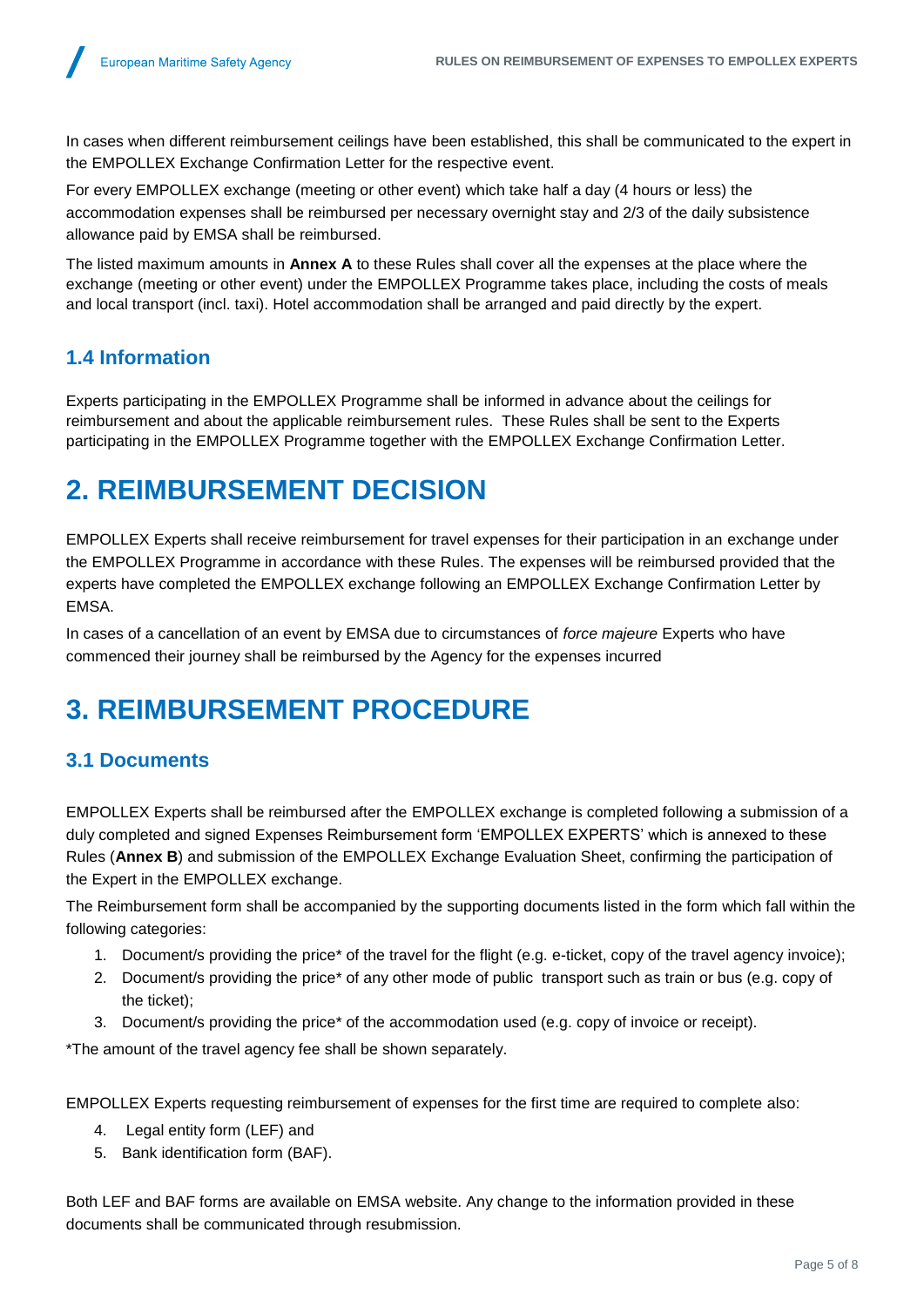In cases when different reimbursement ceilings have been established, this shall be communicated to the expert in the EMPOLLEX Exchange Confirmation Letter for the respective event.

For every EMPOLLEX exchange (meeting or other event) which take half a day (4 hours or less) the accommodation expenses shall be reimbursed per necessary overnight stay and 2/3 of the daily subsistence allowance paid by EMSA shall be reimbursed.

The listed maximum amounts in **Annex A** to these Rules shall cover all the expenses at the place where the exchange (meeting or other event) under the EMPOLLEX Programme takes place, including the costs of meals and local transport (incl. taxi). Hotel accommodation shall be arranged and paid directly by the expert.

## 1.4 Information

Experts participating in the EMPOLLEX Programme shall be informed in advance about the ceilings for reimbursement and about the applicable reimbursement rules. These Rules shall be sent to the Experts participating in the EMPOLLEX Programme together with the EMPOLLEX Exchange Confirmation Letter.

# 2. REIMBURSEMENT DECISION

EMPOLLEX Experts shall receive reimbursement for travel expenses for their participation in an exchange under the EMPOLLEX Programme in accordance with these Rules. The expenses will be reimbursed provided that the experts have completed the EMPOLLEX exchange following an EMPOLLEX Exchange Confirmation Letter by EMSA.

In cases of a cancellation of an event by EMSA due to circumstances of *force majeure* Experts who have commenced their journey shall be reimbursed by the Agency for the expenses incurred

# 3. REIMBURSEMENT PROCEDURE

## 3.1 Documents

EMPOLLEX Experts shall be reimbursed after the EMPOLLEX exchange is completed following a submission of a duly completed and signed Expenses Reimbursement form 'EMPOLLEX EXPERTS' which is annexed to these Rules (**Annex B**) and submission of the EMPOLLEX Exchange Evaluation Sheet, confirming the participation of the Expert in the EMPOLLEX exchange.

The Reimbursement form shall be accompanied by the supporting documents listed in the form which fall within the following categories:

1. Document/s providing the price* of the travel for the flight (e.g. e-ticket, copy of the travel agency invoice);
2. Document/s providing the price* of any other mode of public transport such as train or bus (e.g. copy of the ticket);
3. Document/s providing the price* of the accommodation used (e.g. copy of invoice or receipt).

*The amount of the travel agency fee shall be shown separately.

EMPOLLEX Experts requesting reimbursement of expenses for the first time are required to complete also:

4. Legal entity form (LEF) and
5. Bank identification form (BAF).

Both LEF and BAF forms are available on EMSA website. Any change to the information provided in these documents shall be communicated through resubmission.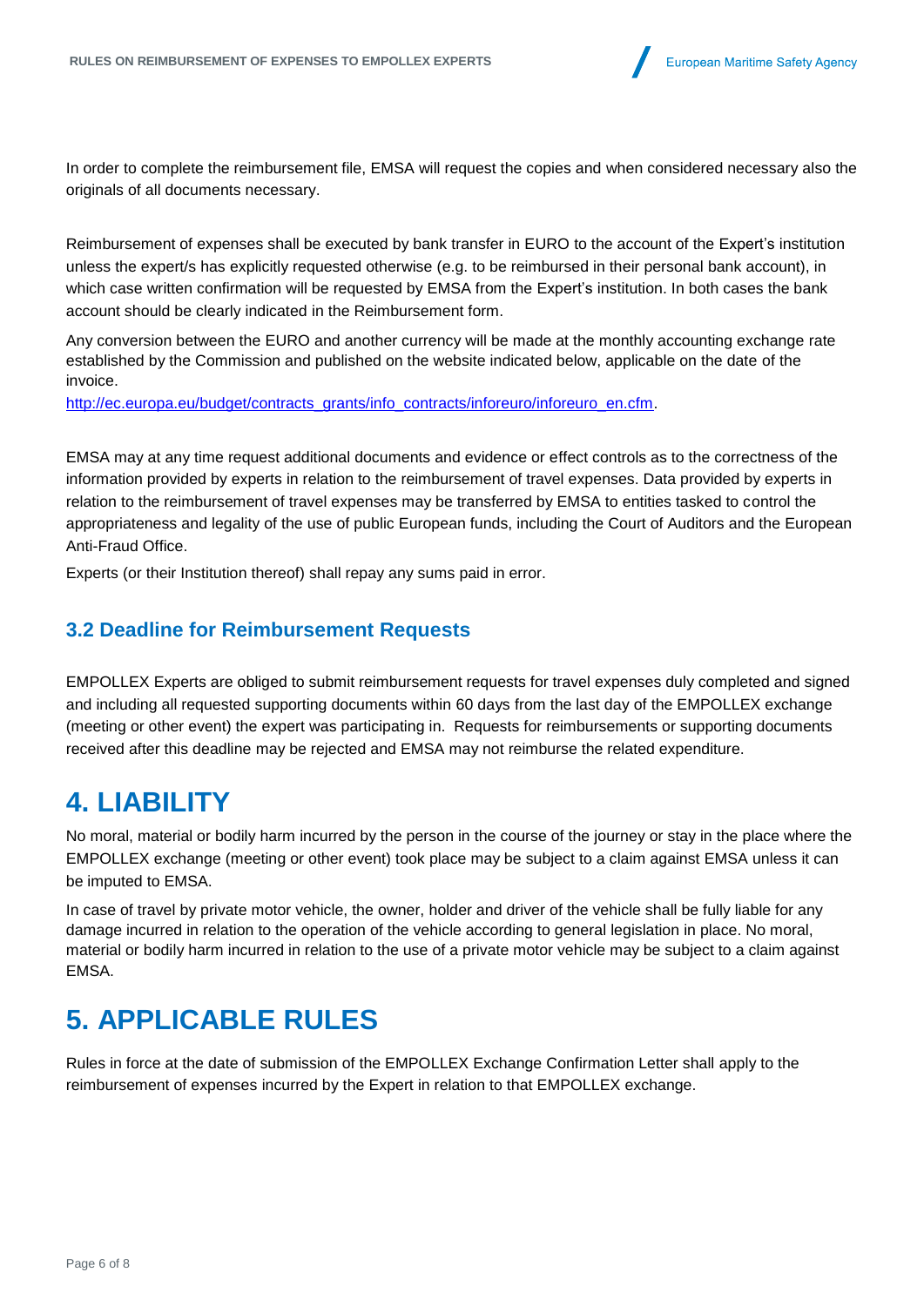In order to complete the reimbursement file, EMSA will request the copies and when considered necessary also the originals of all documents necessary.

Reimbursement of expenses shall be executed by bank transfer in EURO to the account of the Expert's institution unless the expert/s has explicitly requested otherwise (e.g. to be reimbursed in their personal bank account), in which case written confirmation will be requested by EMSA from the Expert's institution. In both cases the bank account should be clearly indicated in the Reimbursement form.

Any conversion between the EURO and another currency will be made at the monthly accounting exchange rate established by the Commission and published on the website indicated below, applicable on the date of the invoice.

http://ec.europa.eu/budget/contracts_grants/info_contracts/inforeuro/inforeuro_en.cfm.

EMSA may at any time request additional documents and evidence or effect controls as to the correctness of the information provided by experts in relation to the reimbursement of travel expenses. Data provided by experts in relation to the reimbursement of travel expenses may be transferred by EMSA to entities tasked to control the appropriateness and legality of the use of public European funds, including the Court of Auditors and the European Anti-Fraud Office.

Experts (or their Institution thereof) shall repay any sums paid in error.

### 3.2 Deadline for Reimbursement Requests

EMPOLLEX Experts are obliged to submit reimbursement requests for travel expenses duly completed and signed and including all requested supporting documents within 60 days from the last day of the EMPOLLEX exchange (meeting or other event) the expert was participating in. Requests for reimbursements or supporting documents received after this deadline may be rejected and EMSA may not reimburse the related expenditure.

# 4. LIABILITY

No moral, material or bodily harm incurred by the person in the course of the journey or stay in the place where the EMPOLLEX exchange (meeting or other event) took place may be subject to a claim against EMSA unless it can be imputed to EMSA.

In case of travel by private motor vehicle, the owner, holder and driver of the vehicle shall be fully liable for any damage incurred in relation to the operation of the vehicle according to general legislation in place. No moral, material or bodily harm incurred in relation to the use of a private motor vehicle may be subject to a claim against EMSA.

# 5. APPLICABLE RULES

Rules in force at the date of submission of the EMPOLLEX Exchange Confirmation Letter shall apply to the reimbursement of expenses incurred by the Expert in relation to that EMPOLLEX exchange.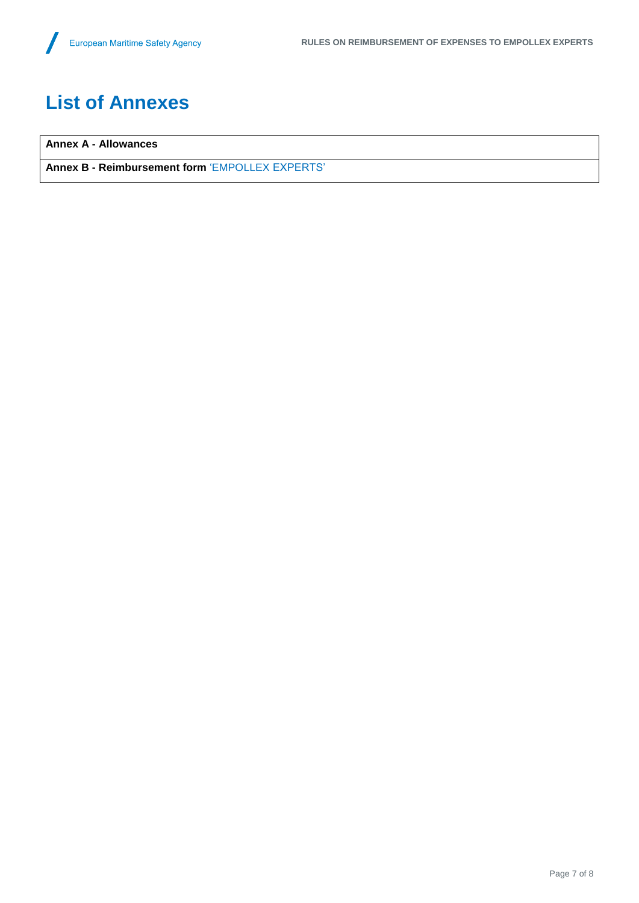# List of Annexes

| Annex A - Allowances |
|---|
| Annex B - Reimbursement form 'EMPOLLEX EXPERTS' |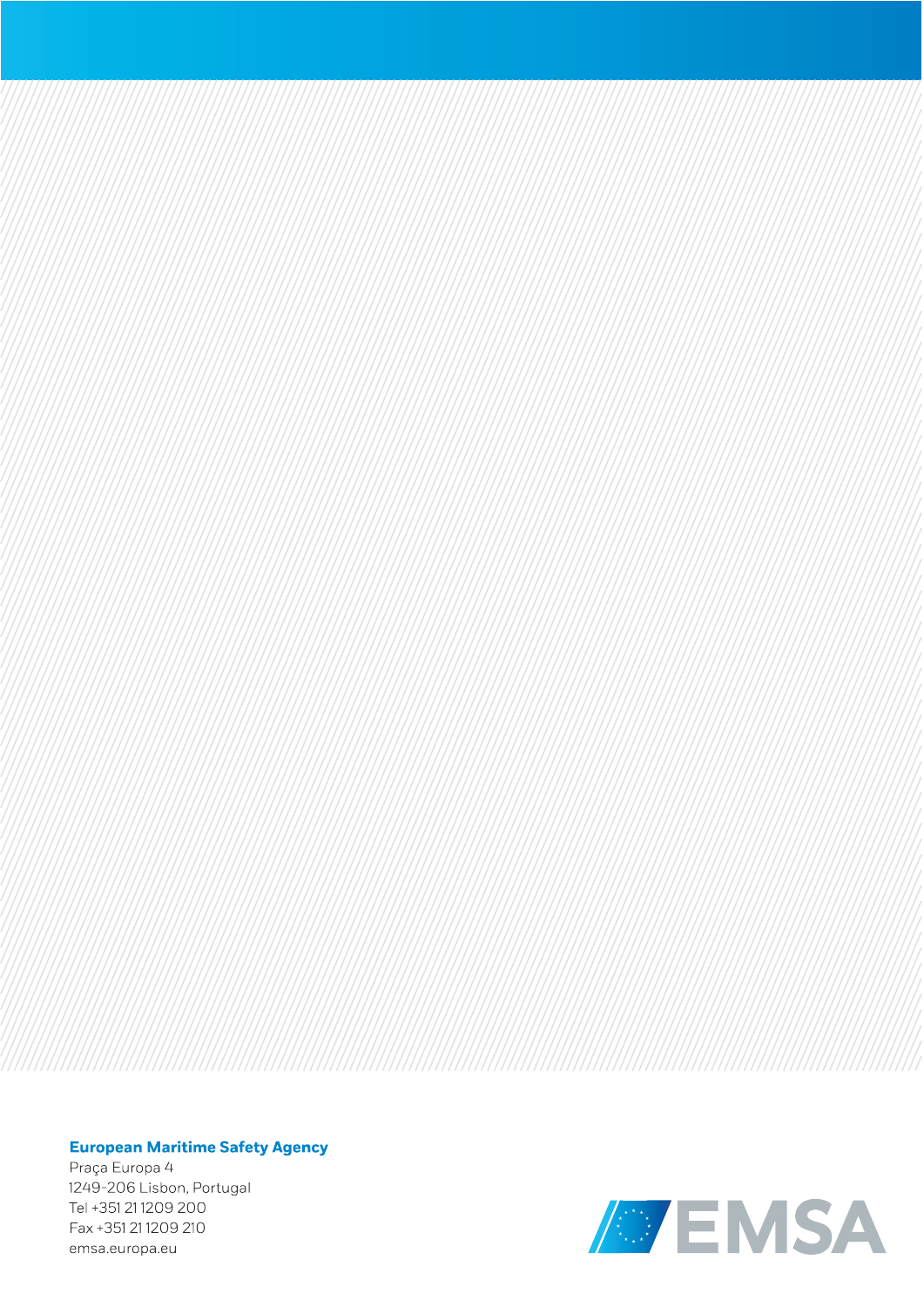**European Maritime Safety Agency**

Praça Europa 4
1249-206 Lisbon, Portugal
Tel +351 21 1209 200
Fax +351 21 1209 210
emsa.europa.eu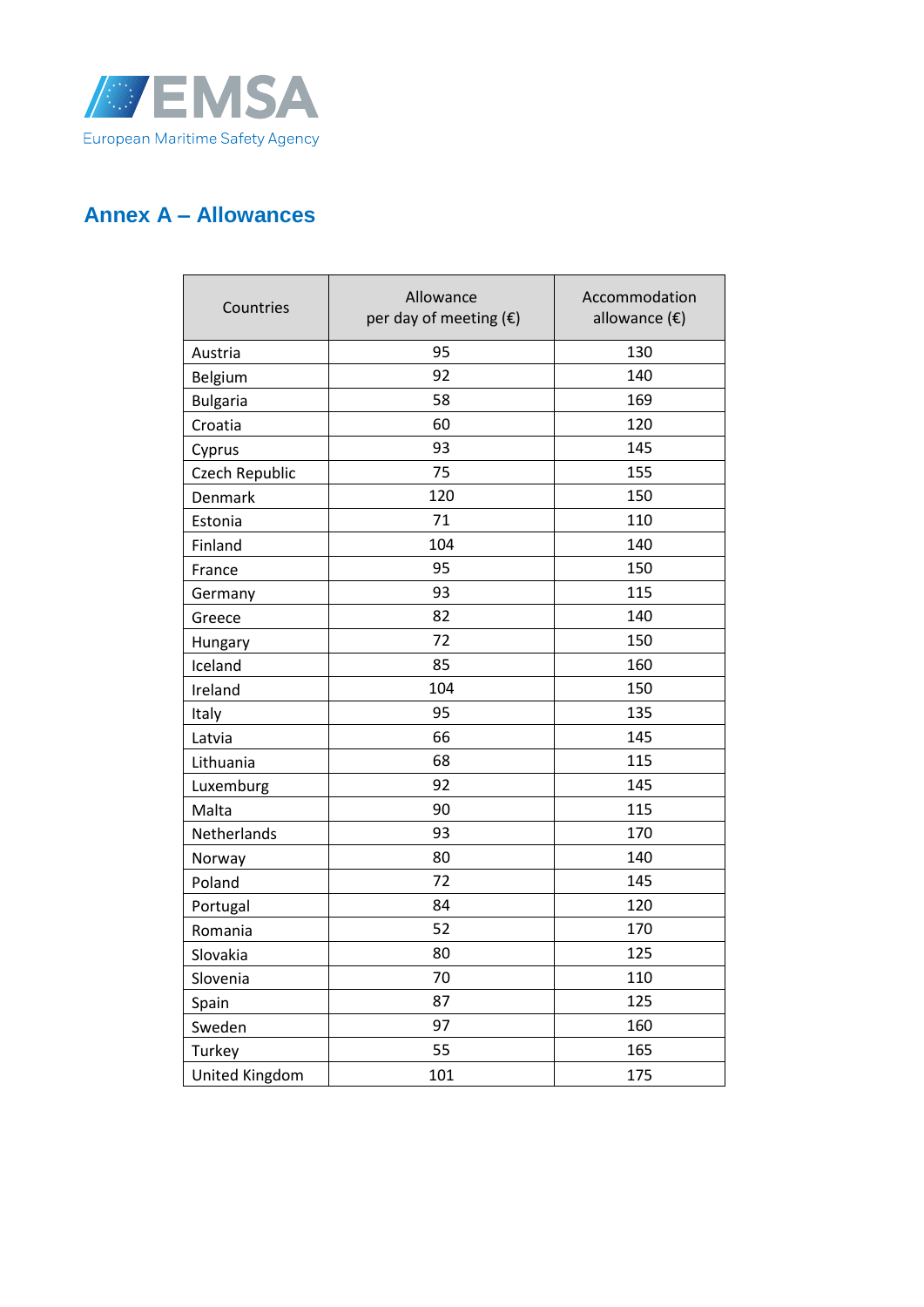## Annex A – Allowances

| Countries | Allowance per day of meeting (€) | Accommodation allowance (€) |
|---|---|---|
| Austria | 95 | 130 |
| Belgium | 92 | 140 |
| Bulgaria | 58 | 169 |
| Croatia | 60 | 120 |
| Cyprus | 93 | 145 |
| Czech Republic | 75 | 155 |
| Denmark | 120 | 150 |
| Estonia | 71 | 110 |
| Finland | 104 | 140 |
| France | 95 | 150 |
| Germany | 93 | 115 |
| Greece | 82 | 140 |
| Hungary | 72 | 150 |
| Iceland | 85 | 160 |
| Ireland | 104 | 150 |
| Italy | 95 | 135 |
| Latvia | 66 | 145 |
| Lithuania | 68 | 115 |
| Luxemburg | 92 | 145 |
| Malta | 90 | 115 |
| Netherlands | 93 | 170 |
| Norway | 80 | 140 |
| Poland | 72 | 145 |
| Portugal | 84 | 120 |
| Romania | 52 | 170 |
| Slovakia | 80 | 125 |
| Slovenia | 70 | 110 |
| Spain | 87 | 125 |
| Sweden | 97 | 160 |
| Turkey | 55 | 165 |
| United Kingdom | 101 | 175 |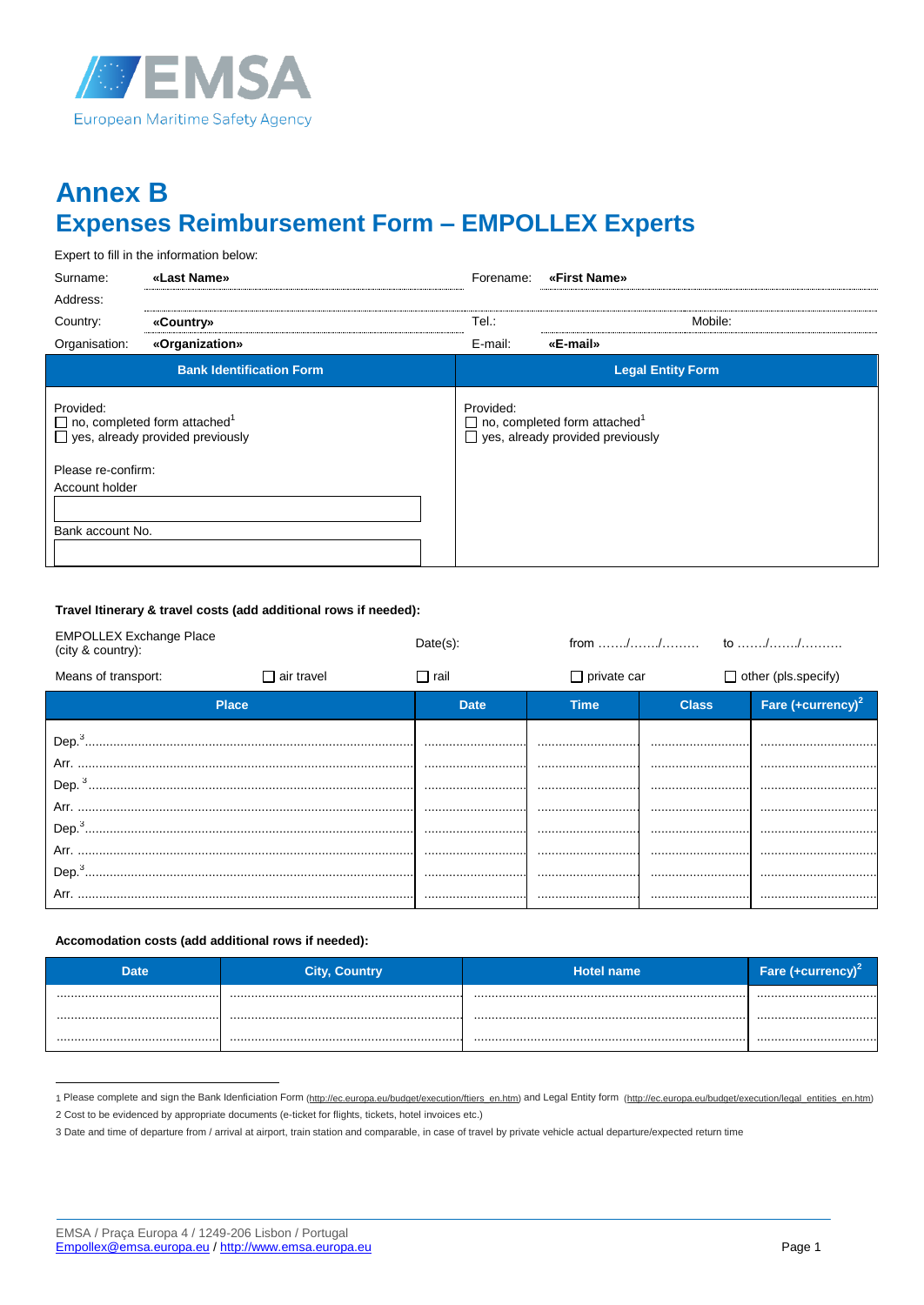# Annex B
# Expenses Reimbursement Form – EMPOLLEX Experts

Expert to fill in the information below:

| | | | |
|---|---|---|---|
| Surname: | **«Last Name»** | Forename: | **«First Name»** |
| Address: | | | |
| Country: | **«Country»** | Tel.: | Mobile: |
| Organisation: | **«Organization»** | E-mail: | **«E-mail»** |

| Bank Identification Form | Legal Entity Form |
|---|---|
| Provided:<br>☐ no, completed form attached[1]<br>☐ yes, already provided previously<br><br>Please re-confirm:<br>Account holder<br>______________<br>Bank account No.<br>______________ | Provided:<br>☐ no, completed form attached[1]<br>☐ yes, already provided previously |

**Travel Itinerary & travel costs (add additional rows if needed):**

EMPOLLEX Exchange Place (city & country): Date(s): from ……./……./……… to ……./……./……….

Means of transport: ☐ air travel ☐ rail ☐ private car ☐ other (pls.specify)

| Place | Date | Time | Class | Fare (+currency)[2] |
|---|---|---|---|---|
| Dep.[3]…… | …… | …… | …… | …… |
| Arr. …… | …… | …… | …… | …… |
| Dep.[3]…… | …… | …… | …… | …… |
| Arr. …… | …… | …… | …… | …… |
| Dep.[3]…… | …… | …… | …… | …… |
| Arr. …… | …… | …… | …… | …… |
| Dep.[3]…… | …… | …… | …… | …… |
| Arr. …… | …… | …… | …… | …… |

**Accomodation costs (add additional rows if needed):**

| Date | City, Country | Hotel name | Fare (+currency)[2] |
|---|---|---|---|
| …… | …… | …… | …… |
| …… | …… | …… | …… |
| …… | …… | …… | …… |

1 Please complete and sign the Bank Idenficiation Form (http://ec.europa.eu/budget/execution/ftiers_en.htm) and Legal Entity form (http://ec.europa.eu/budget/execution/legal_entities_en.htm)

2 Cost to be evidenced by appropriate documents (e-ticket for flights, tickets, hotel invoices etc.)

3 Date and time of departure from / arrival at airport, train station and comparable, in case of travel by private vehicle actual departure/expected return time

EMSA / Praça Europa 4 / 1249-206 Lisbon / Portugal
Empollex@emsa.europa.eu / http://www.emsa.europa.eu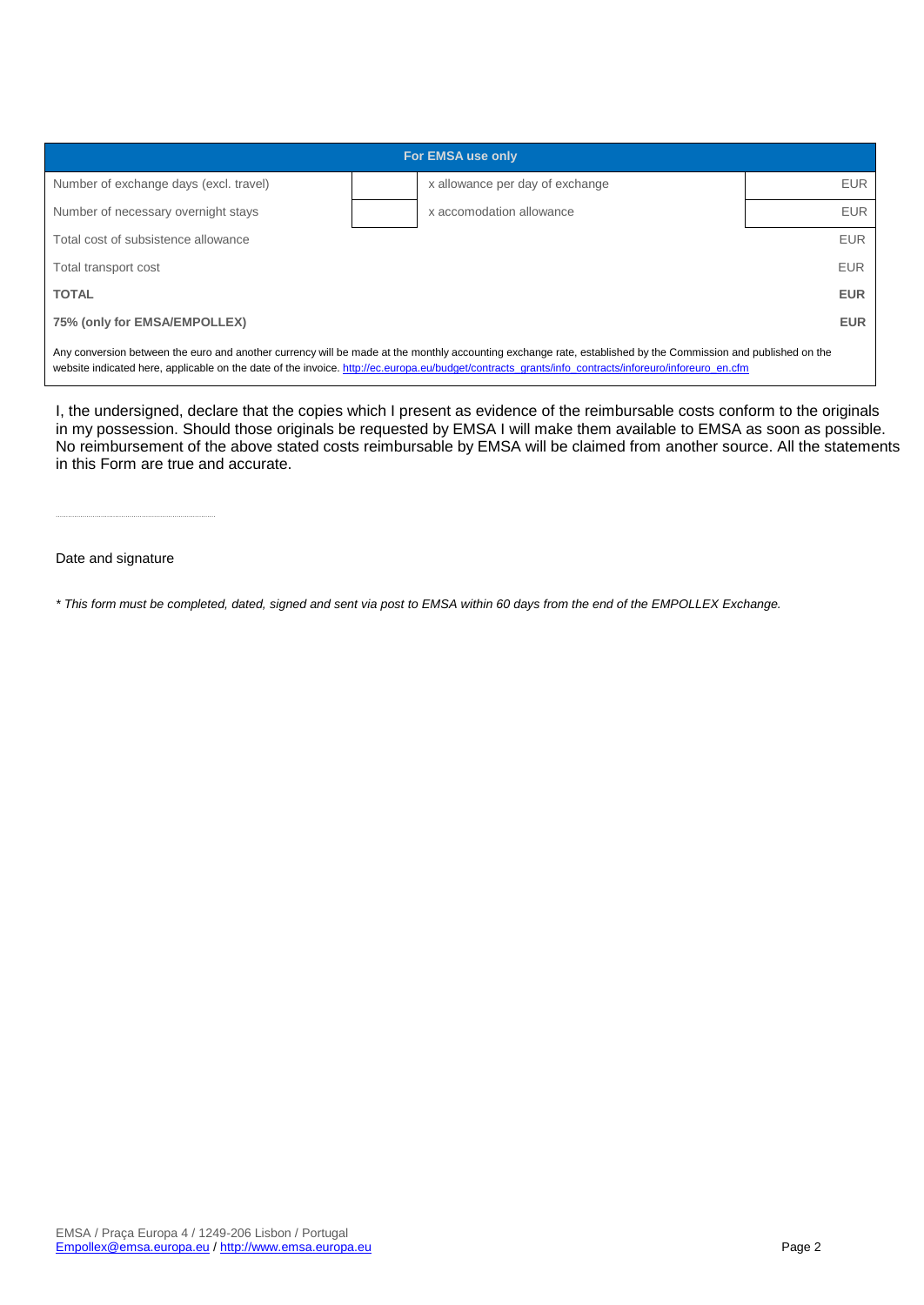| For EMSA use only | | | |
|---|---|---|---|
| Number of exchange days (excl. travel) | | x allowance per day of exchange | EUR |
| Number of necessary overnight stays | | x accomodation allowance | EUR |
| Total cost of subsistence allowance | | | EUR |
| Total transport cost | | | EUR |
| **TOTAL** | | | **EUR** |
| **75% (only for EMSA/EMPOLLEX)** | | | **EUR** |

Any conversion between the euro and another currency will be made at the monthly accounting exchange rate, established by the Commission and published on the website indicated here, applicable on the date of the invoice. http://ec.europa.eu/budget/contracts_grants/info_contracts/inforeuro/inforeuro_en.cfm

I, the undersigned, declare that the copies which I present as evidence of the reimbursable costs conform to the originals in my possession. Should those originals be requested by EMSA I will make them available to EMSA as soon as possible. No reimbursement of the above stated costs reimbursable by EMSA will be claimed from another source. All the statements in this Form are true and accurate.

..............................................................

Date and signature

*\* This form must be completed, dated, signed and sent via post to EMSA within 60 days from the end of the EMPOLLEX Exchange.*

EMSA / Praça Europa 4 / 1249-206 Lisbon / Portugal
Empollex@emsa.europa.eu / http://www.emsa.europa.eu